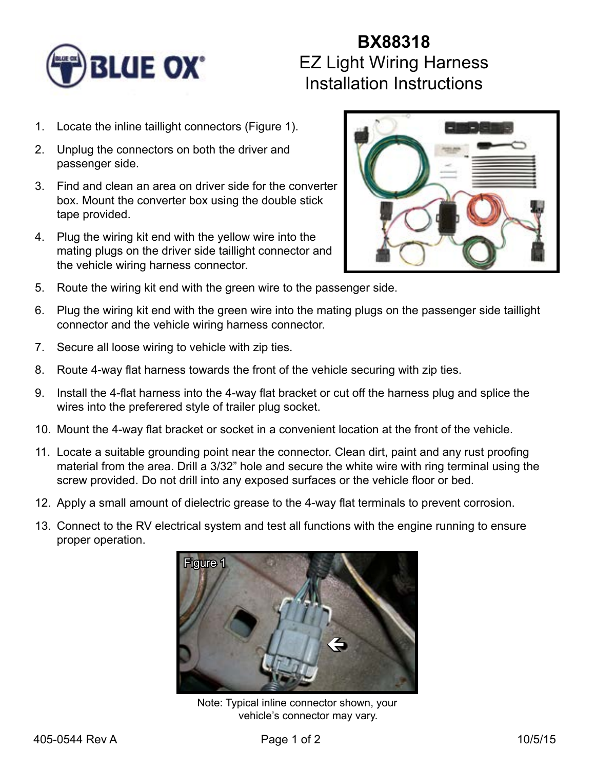# BX88318

## EZ Light Wiring Harness Installation Instructions

1. Locate the inline taillight connectors (Figure 1).
2. Unplug the connectors on both the driver and passenger side.
3. Find and clean an area on driver side for the converter box. Mount the converter box using the double stick tape provided.
4. Plug the wiring kit end with the yellow wire into the mating plugs on the driver side taillight connector and the vehicle wiring harness connector.
5. Route the wiring kit end with the green wire to the passenger side.
6. Plug the wiring kit end with the green wire into the mating plugs on the passenger side taillight connector and the vehicle wiring harness connector.
7. Secure all loose wiring to vehicle with zip ties.
8. Route 4-way flat harness towards the front of the vehicle securing with zip ties.
9. Install the 4-flat harness into the 4-way flat bracket or cut off the harness plug and splice the wires into the preferered style of trailer plug socket.
10. Mount the 4-way flat bracket or socket in a convenient location at the front of the vehicle.
11. Locate a suitable grounding point near the connector. Clean dirt, paint and any rust proofing material from the area. Drill a 3/32" hole and secure the white wire with ring terminal using the screw provided. Do not drill into any exposed surfaces or the vehicle floor or bed.
12. Apply a small amount of dielectric grease to the 4-way flat terminals to prevent corrosion.
13. Connect to the RV electrical system and test all functions with the engine running to ensure proper operation.

Figure 1

Note: Typical inline connector shown, your vehicle's connector may vary.

405-0544 Rev A 10/5/15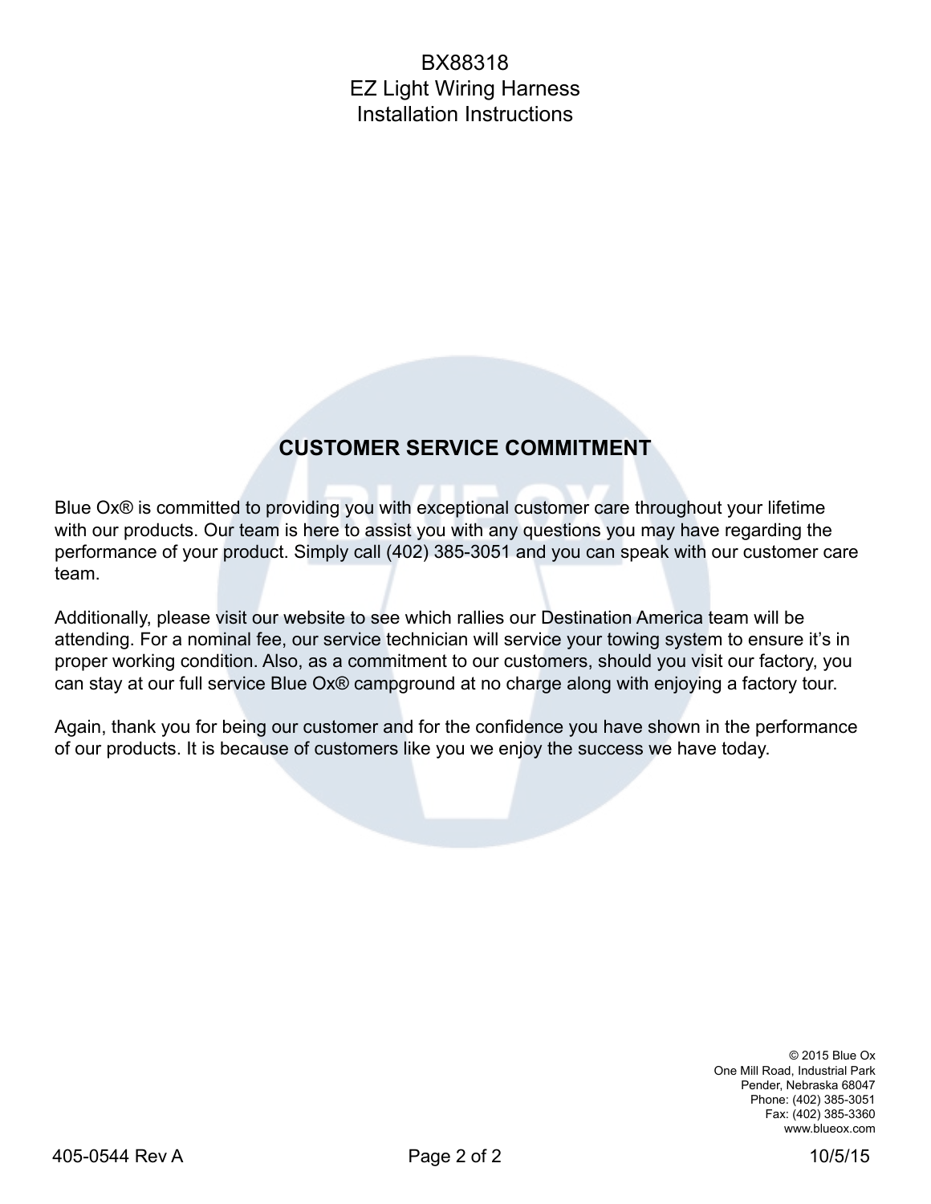## CUSTOMER SERVICE COMMITMENT

Blue Ox® is committed to providing you with exceptional customer care throughout your lifetime with our products. Our team is here to assist you with any questions you may have regarding the performance of your product. Simply call (402) 385-3051 and you can speak with our customer care team.

Additionally, please visit our website to see which rallies our Destination America team will be attending. For a nominal fee, our service technician will service your towing system to ensure it's in proper working condition. Also, as a commitment to our customers, should you visit our factory, you can stay at our full service Blue Ox® campground at no charge along with enjoying a factory tour.

Again, thank you for being our customer and for the confidence you have shown in the performance of our products. It is because of customers like you we enjoy the success we have today.

© 2015 Blue Ox
One Mill Road, Industrial Park
Pender, Nebraska 68047
Phone: (402) 385-3051
Fax: (402) 385-3360
www.blueox.com